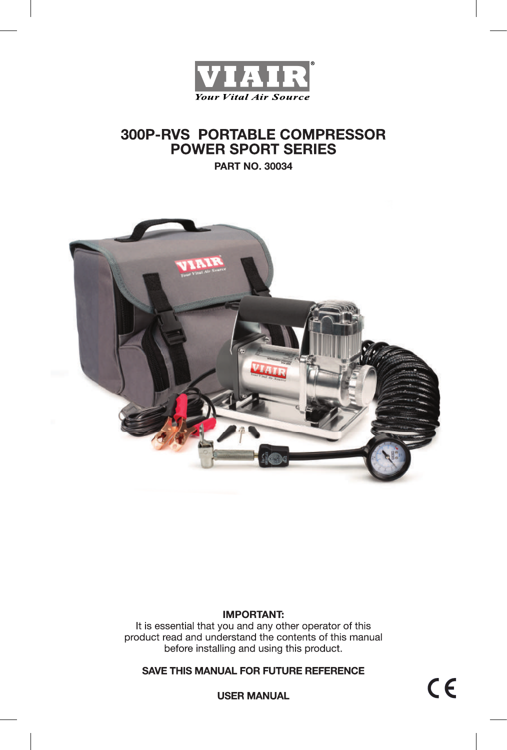VIAIR®

*Your Vital Air Source*

# 300P-RVS PORTABLE COMPRESSOR
# POWER SPORT SERIES

**PART NO. 30034**

**IMPORTANT:**
It is essential that you and any other operator of this product read and understand the contents of this manual before installing and using this product.

**SAVE THIS MANUAL FOR FUTURE REFERENCE**

**USER MANUAL**

CE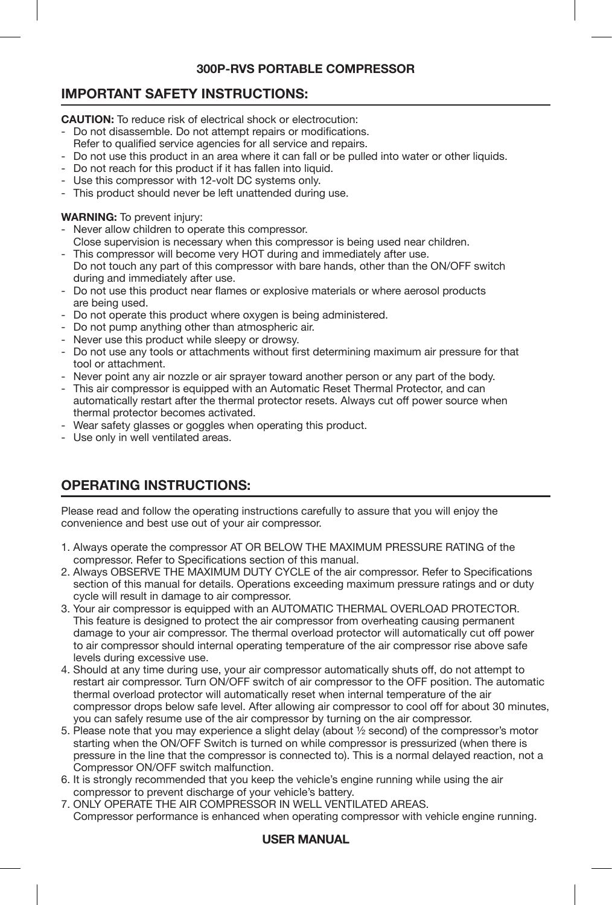**300P-RVS PORTABLE COMPRESSOR**

## IMPORTANT SAFETY INSTRUCTIONS:

**CAUTION:** To reduce risk of electrical shock or electrocution:

- Do not disassemble. Do not attempt repairs or modifications. Refer to qualified service agencies for all service and repairs.
- Do not use this product in an area where it can fall or be pulled into water or other liquids.
- Do not reach for this product if it has fallen into liquid.
- Use this compressor with 12-volt DC systems only.
- This product should never be left unattended during use.

**WARNING:** To prevent injury:

- Never allow children to operate this compressor. Close supervision is necessary when this compressor is being used near children.
- This compressor will become very HOT during and immediately after use. Do not touch any part of this compressor with bare hands, other than the ON/OFF switch during and immediately after use.
- Do not use this product near flames or explosive materials or where aerosol products are being used.
- Do not operate this product where oxygen is being administered.
- Do not pump anything other than atmospheric air.
- Never use this product while sleepy or drowsy.
- Do not use any tools or attachments without first determining maximum air pressure for that tool or attachment.
- Never point any air nozzle or air sprayer toward another person or any part of the body.
- This air compressor is equipped with an Automatic Reset Thermal Protector, and can automatically restart after the thermal protector resets. Always cut off power source when thermal protector becomes activated.
- Wear safety glasses or goggles when operating this product.
- Use only in well ventilated areas.

## OPERATING INSTRUCTIONS:

Please read and follow the operating instructions carefully to assure that you will enjoy the convenience and best use out of your air compressor.

1. Always operate the compressor AT OR BELOW THE MAXIMUM PRESSURE RATING of the compressor. Refer to Specifications section of this manual.
2. Always OBSERVE THE MAXIMUM DUTY CYCLE of the air compressor. Refer to Specifications section of this manual for details. Operations exceeding maximum pressure ratings and or duty cycle will result in damage to air compressor.
3. Your air compressor is equipped with an AUTOMATIC THERMAL OVERLOAD PROTECTOR. This feature is designed to protect the air compressor from overheating causing permanent damage to your air compressor. The thermal overload protector will automatically cut off power to air compressor should internal operating temperature of the air compressor rise above safe levels during excessive use.
4. Should at any time during use, your air compressor automatically shuts off, do not attempt to restart air compressor. Turn ON/OFF switch of air compressor to the OFF position. The automatic thermal overload protector will automatically reset when internal temperature of the air compressor drops below safe level. After allowing air compressor to cool off for about 30 minutes, you can safely resume use of the air compressor by turning on the air compressor.
5. Please note that you may experience a slight delay (about ½ second) of the compressor's motor starting when the ON/OFF Switch is turned on while compressor is pressurized (when there is pressure in the line that the compressor is connected to). This is a normal delayed reaction, not a Compressor ON/OFF switch malfunction.
6. It is strongly recommended that you keep the vehicle's engine running while using the air compressor to prevent discharge of your vehicle's battery.
7. ONLY OPERATE THE AIR COMPRESSOR IN WELL VENTILATED AREAS. Compressor performance is enhanced when operating compressor with vehicle engine running.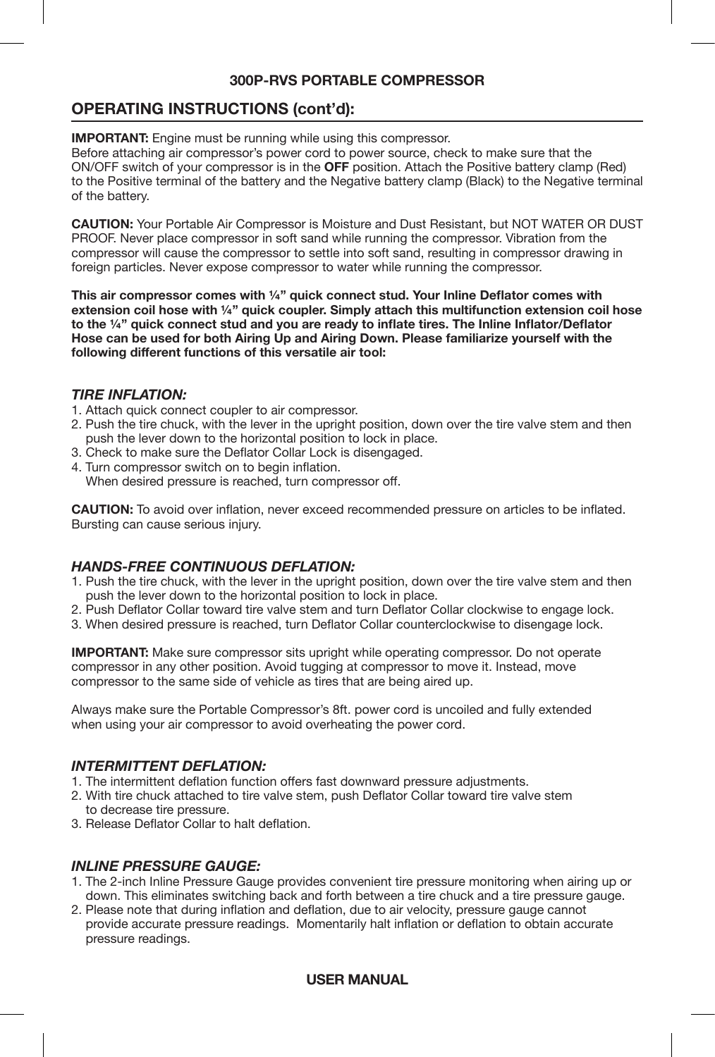## OPERATING INSTRUCTIONS (cont'd):

**IMPORTANT:** Engine must be running while using this compressor.
Before attaching air compressor's power cord to power source, check to make sure that the ON/OFF switch of your compressor is in the **OFF** position. Attach the Positive battery clamp (Red) to the Positive terminal of the battery and the Negative battery clamp (Black) to the Negative terminal of the battery.

**CAUTION:** Your Portable Air Compressor is Moisture and Dust Resistant, but NOT WATER OR DUST PROOF. Never place compressor in soft sand while running the compressor. Vibration from the compressor will cause the compressor to settle into soft sand, resulting in compressor drawing in foreign particles. Never expose compressor to water while running the compressor.

**This air compressor comes with ¼" quick connect stud. Your Inline Deflator comes with extension coil hose with ¼" quick coupler. Simply attach this multifunction extension coil hose to the ¼" quick connect stud and you are ready to inflate tires. The Inline Inflator/Deflator Hose can be used for both Airing Up and Airing Down. Please familiarize yourself with the following different functions of this versatile air tool:**

### *TIRE INFLATION:*

1. Attach quick connect coupler to air compressor.
2. Push the tire chuck, with the lever in the upright position, down over the tire valve stem and then push the lever down to the horizontal position to lock in place.
3. Check to make sure the Deflator Collar Lock is disengaged.
4. Turn compressor switch on to begin inflation.
   When desired pressure is reached, turn compressor off.

**CAUTION:** To avoid over inflation, never exceed recommended pressure on articles to be inflated. Bursting can cause serious injury.

### *HANDS-FREE CONTINUOUS DEFLATION:*

1. Push the tire chuck, with the lever in the upright position, down over the tire valve stem and then push the lever down to the horizontal position to lock in place.
2. Push Deflator Collar toward tire valve stem and turn Deflator Collar clockwise to engage lock.
3. When desired pressure is reached, turn Deflator Collar counterclockwise to disengage lock.

**IMPORTANT:** Make sure compressor sits upright while operating compressor. Do not operate compressor in any other position. Avoid tugging at compressor to move it. Instead, move compressor to the same side of vehicle as tires that are being aired up.

Always make sure the Portable Compressor's 8ft. power cord is uncoiled and fully extended when using your air compressor to avoid overheating the power cord.

### *INTERMITTENT DEFLATION:*

1. The intermittent deflation function offers fast downward pressure adjustments.
2. With tire chuck attached to tire valve stem, push Deflator Collar toward tire valve stem to decrease tire pressure.
3. Release Deflator Collar to halt deflation.

### *INLINE PRESSURE GAUGE:*

1. The 2-inch Inline Pressure Gauge provides convenient tire pressure monitoring when airing up or down. This eliminates switching back and forth between a tire chuck and a tire pressure gauge.
2. Please note that during inflation and deflation, due to air velocity, pressure gauge cannot provide accurate pressure readings. Momentarily halt inflation or deflation to obtain accurate pressure readings.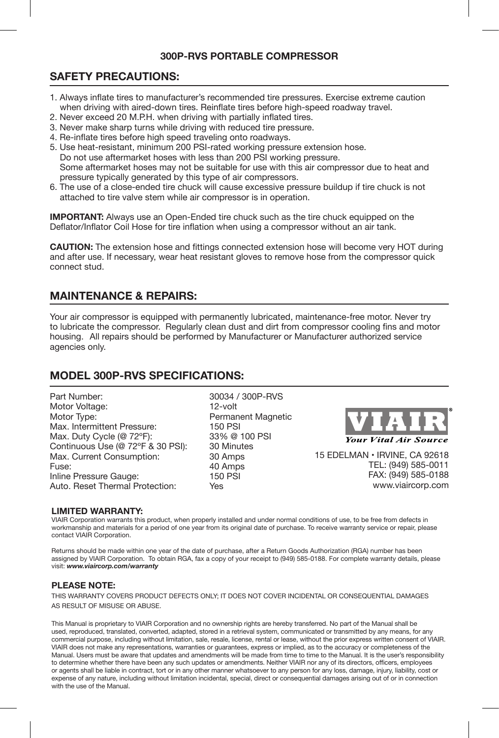# 300P-RVS PORTABLE COMPRESSOR

## SAFETY PRECAUTIONS:

1. Always inflate tires to manufacturer's recommended tire pressures. Exercise extreme caution when driving with aired-down tires. Reinflate tires before high-speed roadway travel.
2. Never exceed 20 M.P.H. when driving with partially inflated tires.
3. Never make sharp turns while driving with reduced tire pressure.
4. Re-inflate tires before high speed traveling onto roadways.
5. Use heat-resistant, minimum 200 PSI-rated working pressure extension hose. Do not use aftermarket hoses with less than 200 PSI working pressure. Some aftermarket hoses may not be suitable for use with this air compressor due to heat and pressure typically generated by this type of air compressors.
6. The use of a close-ended tire chuck will cause excessive pressure buildup if tire chuck is not attached to tire valve stem while air compressor is in operation.

**IMPORTANT:** Always use an Open-Ended tire chuck such as the tire chuck equipped on the Deflator/Inflator Coil Hose for tire inflation when using a compressor without an air tank.

**CAUTION:** The extension hose and fittings connected extension hose will become very HOT during and after use. If necessary, wear heat resistant gloves to remove hose from the compressor quick connect stud.

## MAINTENANCE & REPAIRS:

Your air compressor is equipped with permanently lubricated, maintenance-free motor. Never try to lubricate the compressor. Regularly clean dust and dirt from compressor cooling fins and motor housing. All repairs should be performed by Manufacturer or Manufacturer authorized service agencies only.

## MODEL 300P-RVS SPECIFICATIONS:

| | |
|---|---|
| Part Number: | 30034 / 300P-RVS |
| Motor Voltage: | 12-volt |
| Motor Type: | Permanent Magnetic |
| Max. Intermittent Pressure: | 150 PSI |
| Max. Duty Cycle (@ 72°F): | 33% @ 100 PSI |
| Continuous Use (@ 72°F & 30 PSI): | 30 Minutes |
| Max. Current Consumption: | 30 Amps |
| Fuse: | 40 Amps |
| Inline Pressure Gauge: | 150 PSI |
| Auto. Reset Thermal Protection: | Yes |

VIAIR®
*Your Vital Air Source*

15 EDELMAN • IRVINE, CA 92618
TEL: (949) 585-0011
FAX: (949) 585-0188
www.viaircorp.com

### LIMITED WARRANTY:

VIAIR Corporation warrants this product, when properly installed and under normal conditions of use, to be free from defects in workmanship and materials for a period of one year from its original date of purchase. To receive warranty service or repair, please contact VIAIR Corporation.

Returns should be made within one year of the date of purchase, after a Return Goods Authorization (RGA) number has been assigned by VIAIR Corporation. To obtain RGA, fax a copy of your receipt to (949) 585-0188. For complete warranty details, please visit: ***www.viaircorp.com/warranty***

### PLEASE NOTE:

THIS WARRANTY COVERS PRODUCT DEFECTS ONLY; IT DOES NOT COVER INCIDENTAL OR CONSEQUENTIAL DAMAGES AS RESULT OF MISUSE OR ABUSE.

This Manual is proprietary to VIAIR Corporation and no ownership rights are hereby transferred. No part of the Manual shall be used, reproduced, translated, converted, adapted, stored in a retrieval system, communicated or transmitted by any means, for any commercial purpose, including without limitation, sale, resale, license, rental or lease, without the prior express written consent of VIAIR. VIAIR does not make any representations, warranties or guarantees, express or implied, as to the accuracy or completeness of the Manual. Users must be aware that updates and amendments will be made from time to time to the Manual. It is the user's responsibility to determine whether there have been any such updates or amendments. Neither VIAIR nor any of its directors, officers, employees or agents shall be liable in contract, tort or in any other manner whatsoever to any person for any loss, damage, injury, liability, cost or expense of any nature, including without limitation incidental, special, direct or consequential damages arising out of or in connection with the use of the Manual.